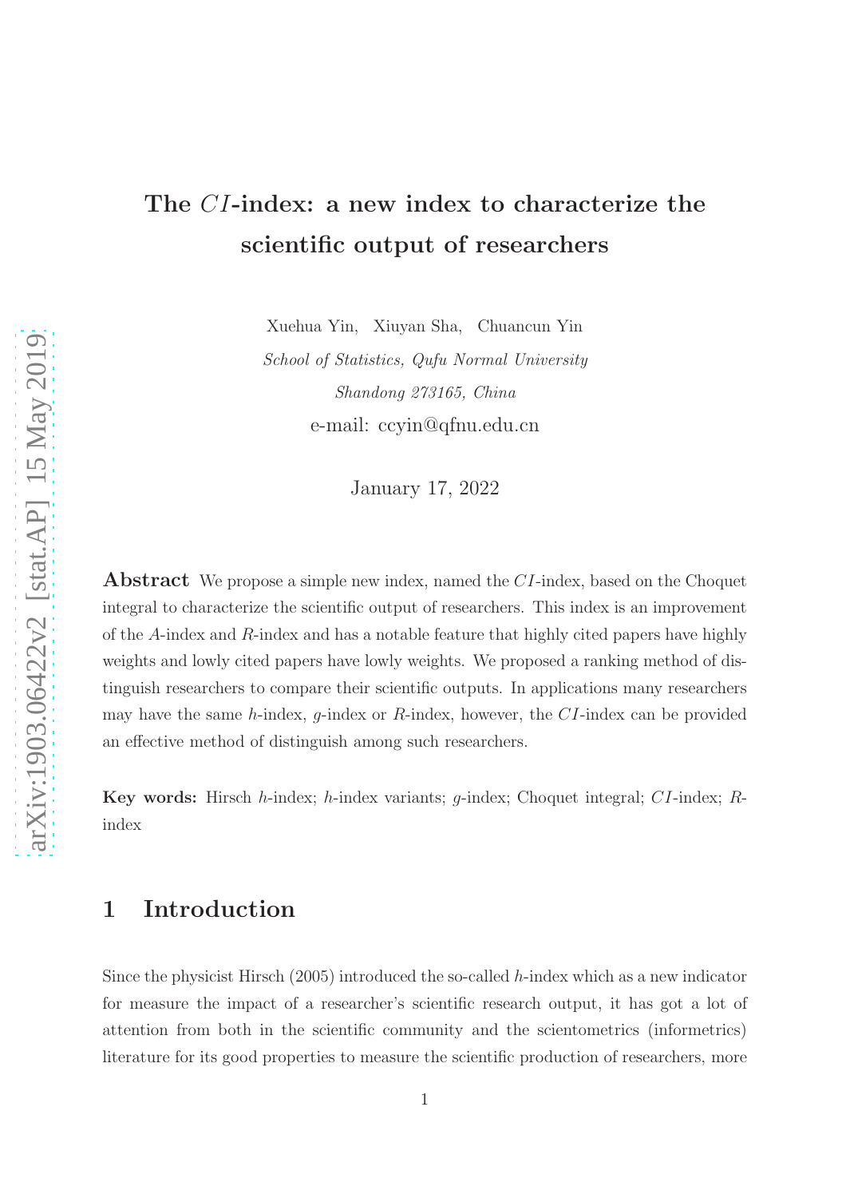# The $CI$-index: a new index to characterize the scientific output of researchers

Xuehua Yin, Xiuyan Sha, Chuancun Yin

*School of Statistics, Qufu Normal University*

*Shandong 273165, China*

e-mail: ccyin@qfnu.edu.cn

January 17, 2022

**Abstract** We propose a simple new index, named the $CI$-index, based on the Choquet integral to characterize the scientific output of researchers. This index is an improvement of the $A$-index and $R$-index and has a notable feature that highly cited papers have highly weights and lowly cited papers have lowly weights. We proposed a ranking method of distinguish researchers to compare their scientific outputs. In applications many researchers may have the same $h$-index, $g$-index or $R$-index, however, the $CI$-index can be provided an effective method of distinguish among such researchers.

**Key words:** Hirsch $h$-index; $h$-index variants; $g$-index; Choquet integral; $CI$-index; $R$-index

## 1 Introduction

Since the physicist Hirsch (2005) introduced the so-called $h$-index which as a new indicator for measure the impact of a researcher's scientific research output, it has got a lot of attention from both in the scientific community and the scientometrics (informetrics) literature for its good properties to measure the scientific production of researchers, more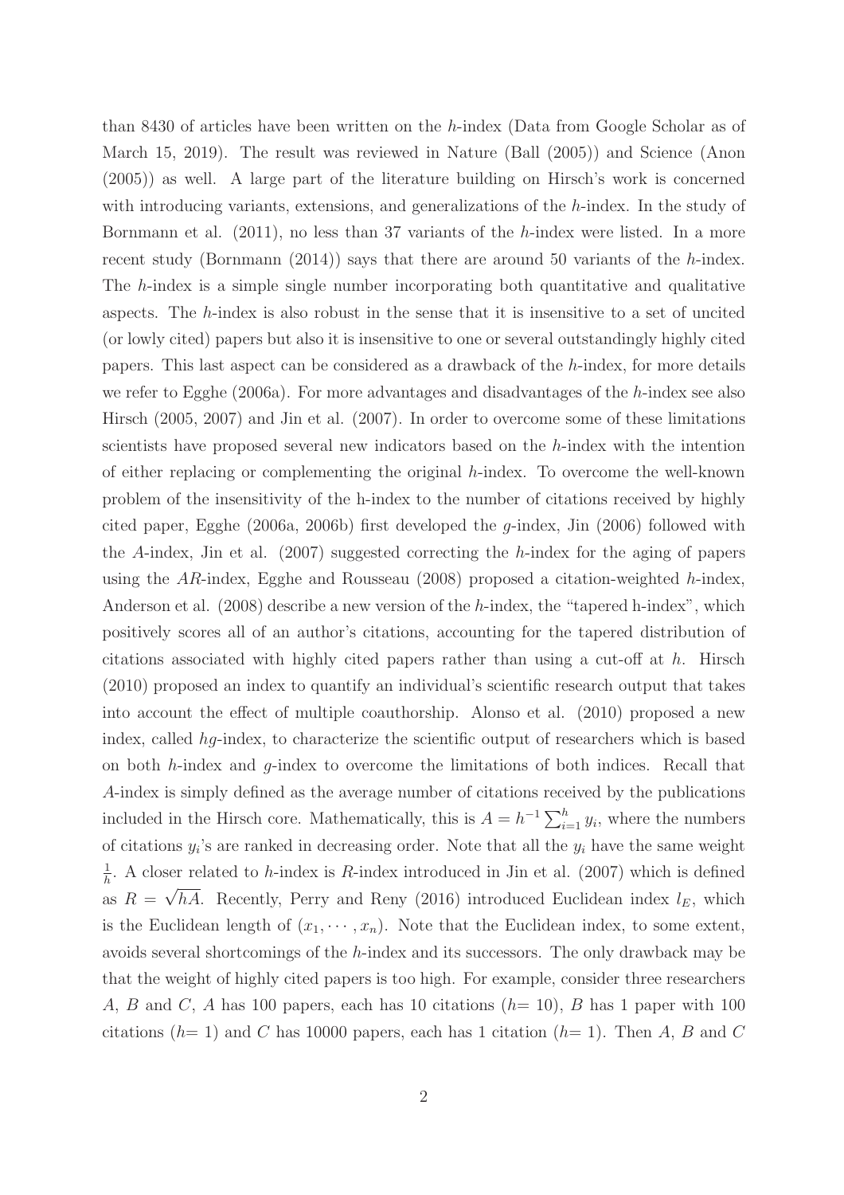than 8430 of articles have been written on the $h$-index (Data from Google Scholar as of March 15, 2019). The result was reviewed in Nature (Ball (2005)) and Science (Anon (2005)) as well. A large part of the literature building on Hirsch's work is concerned with introducing variants, extensions, and generalizations of the $h$-index. In the study of Bornmann et al. (2011), no less than 37 variants of the $h$-index were listed. In a more recent study (Bornmann (2014)) says that there are around 50 variants of the $h$-index. The $h$-index is a simple single number incorporating both quantitative and qualitative aspects. The $h$-index is also robust in the sense that it is insensitive to a set of uncited (or lowly cited) papers but also it is insensitive to one or several outstandingly highly cited papers. This last aspect can be considered as a drawback of the $h$-index, for more details we refer to Egghe (2006a). For more advantages and disadvantages of the $h$-index see also Hirsch (2005, 2007) and Jin et al. (2007). In order to overcome some of these limitations scientists have proposed several new indicators based on the $h$-index with the intention of either replacing or complementing the original $h$-index. To overcome the well-known problem of the insensitivity of the h-index to the number of citations received by highly cited paper, Egghe (2006a, 2006b) first developed the $g$-index, Jin (2006) followed with the $A$-index, Jin et al. (2007) suggested correcting the $h$-index for the aging of papers using the $AR$-index, Egghe and Rousseau (2008) proposed a citation-weighted $h$-index, Anderson et al. (2008) describe a new version of the $h$-index, the "tapered h-index", which positively scores all of an author's citations, accounting for the tapered distribution of citations associated with highly cited papers rather than using a cut-off at $h$. Hirsch (2010) proposed an index to quantify an individual's scientific research output that takes into account the effect of multiple coauthorship. Alonso et al. (2010) proposed a new index, called $hg$-index, to characterize the scientific output of researchers which is based on both $h$-index and $g$-index to overcome the limitations of both indices. Recall that $A$-index is simply defined as the average number of citations received by the publications included in the Hirsch core. Mathematically, this is $A = h^{-1} \sum_{i=1}^{h} y_i$, where the numbers of citations $y_i$'s are ranked in decreasing order. Note that all the $y_i$ have the same weight $\frac{1}{h}$. A closer related to $h$-index is $R$-index introduced in Jin et al. (2007) which is defined as $R = \sqrt{hA}$. Recently, Perry and Reny (2016) introduced Euclidean index $l_E$, which is the Euclidean length of $(x_1, \cdots, x_n)$. Note that the Euclidean index, to some extent, avoids several shortcomings of the $h$-index and its successors. The only drawback may be that the weight of highly cited papers is too high. For example, consider three researchers $A$, $B$ and $C$, $A$ has 100 papers, each has 10 citations ($h$= 10), $B$ has 1 paper with 100 citations ($h$= 1) and $C$ has 10000 papers, each has 1 citation ($h$= 1). Then $A$, $B$ and $C$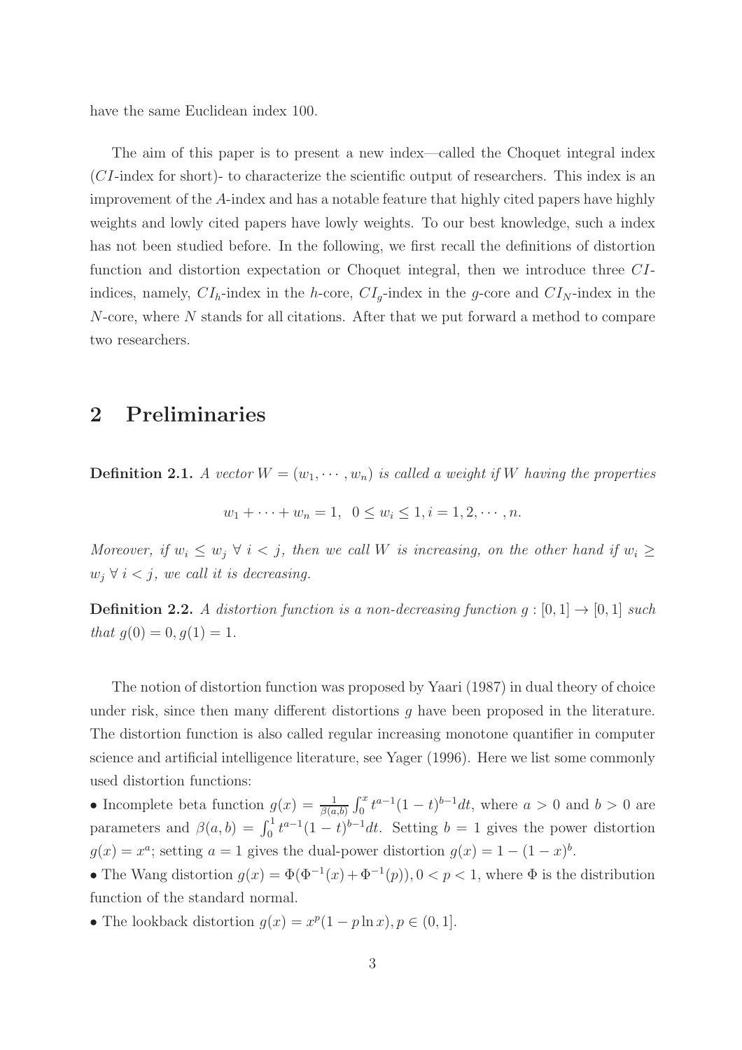have the same Euclidean index 100.

The aim of this paper is to present a new index—called the Choquet integral index ($CI$-index for short)- to characterize the scientific output of researchers. This index is an improvement of the $A$-index and has a notable feature that highly cited papers have highly weights and lowly cited papers have lowly weights. To our best knowledge, such a index has not been studied before. In the following, we first recall the definitions of distortion function and distortion expectation or Choquet integral, then we introduce three $CI$-indices, namely, $CI_h$-index in the $h$-core, $CI_g$-index in the $g$-core and $CI_N$-index in the $N$-core, where $N$ stands for all citations. After that we put forward a method to compare two researchers.

## 2 Preliminaries

**Definition 2.1.** *A vector $W = (w_1, \cdots, w_n)$ is called a weight if $W$ having the properties*

$$w_1 + \cdots + w_n = 1, \;\; 0 \leq w_i \leq 1, i = 1, 2, \cdots, n.$$

*Moreover, if $w_i \leq w_j \;\forall\; i < j$, then we call $W$ is increasing, on the other hand if $w_i \geq w_j \;\forall\; i < j$, we call it is decreasing.*

**Definition 2.2.** *A distortion function is a non-decreasing function $g : [0, 1] \to [0, 1]$ such that $g(0) = 0, g(1) = 1$.*

The notion of distortion function was proposed by Yaari (1987) in dual theory of choice under risk, since then many different distortions $g$ have been proposed in the literature. The distortion function is also called regular increasing monotone quantifier in computer science and artificial intelligence literature, see Yager (1996). Here we list some commonly used distortion functions:

- Incomplete beta function $g(x) = \frac{1}{\beta(a,b)} \int_0^x t^{a-1}(1-t)^{b-1}dt$, where $a > 0$ and $b > 0$ are parameters and $\beta(a, b) = \int_0^1 t^{a-1}(1-t)^{b-1}dt$. Setting $b = 1$ gives the power distortion $g(x) = x^a$; setting $a = 1$ gives the dual-power distortion $g(x) = 1 - (1 - x)^b$.
- The Wang distortion $g(x) = \Phi(\Phi^{-1}(x) + \Phi^{-1}(p)), 0 < p < 1$, where $\Phi$ is the distribution function of the standard normal.
- The lookback distortion $g(x) = x^p(1 - p \ln x), p \in (0, 1]$.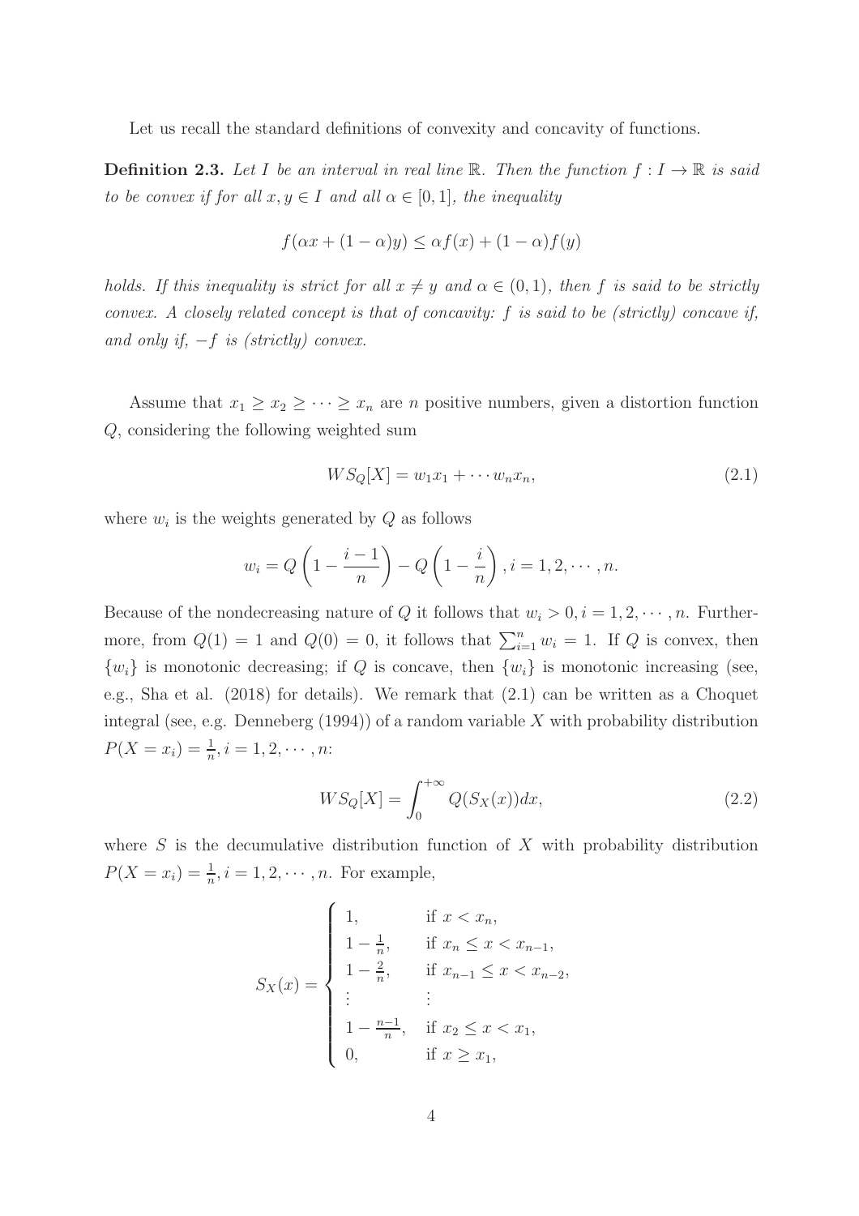Let us recall the standard definitions of convexity and concavity of functions.

**Definition 2.3.** *Let $I$ be an interval in real line $\mathbb{R}$. Then the function $f : I \to \mathbb{R}$ is said to be convex if for all $x, y \in I$ and all $\alpha \in [0, 1]$, the inequality*

$$f(\alpha x + (1 - \alpha)y) \leq \alpha f(x) + (1 - \alpha)f(y)$$

*holds. If this inequality is strict for all $x \neq y$ and $\alpha \in (0, 1)$, then $f$ is said to be strictly convex. A closely related concept is that of concavity: $f$ is said to be (strictly) concave if, and only if, $-f$ is (strictly) convex.*

Assume that $x_1 \geq x_2 \geq \cdots \geq x_n$ are $n$ positive numbers, given a distortion function $Q$, considering the following weighted sum

$$WS_Q[X] = w_1 x_1 + \cdots w_n x_n, \tag{2.1}$$

where $w_i$ is the weights generated by $Q$ as follows

$$w_i = Q\left(1 - \frac{i-1}{n}\right) - Q\left(1 - \frac{i}{n}\right), i = 1, 2, \cdots, n.$$

Because of the nondecreasing nature of $Q$ it follows that $w_i > 0, i = 1, 2, \cdots, n$. Furthermore, from $Q(1) = 1$ and $Q(0) = 0$, it follows that $\sum_{i=1}^{n} w_i = 1$. If $Q$ is convex, then $\{w_i\}$ is monotonic decreasing; if $Q$ is concave, then $\{w_i\}$ is monotonic increasing (see, e.g., Sha et al. (2018) for details). We remark that (2.1) can be written as a Choquet integral (see, e.g. Denneberg (1994)) of a random variable $X$ with probability distribution $P(X = x_i) = \frac{1}{n}, i = 1, 2, \cdots, n$:

$$WS_Q[X] = \int_0^{+\infty} Q(S_X(x))dx, \tag{2.2}$$

where $S$ is the decumulative distribution function of $X$ with probability distribution $P(X = x_i) = \frac{1}{n}, i = 1, 2, \cdots, n$. For example,

$$S_X(x) = \begin{cases} 1, & \text{if } x < x_n, \\ 1 - \frac{1}{n}, & \text{if } x_n \leq x < x_{n-1}, \\ 1 - \frac{2}{n}, & \text{if } x_{n-1} \leq x < x_{n-2}, \\ \vdots & \vdots \\ 1 - \frac{n-1}{n}, & \text{if } x_2 \leq x < x_1, \\ 0, & \text{if } x \geq x_1, \end{cases}$$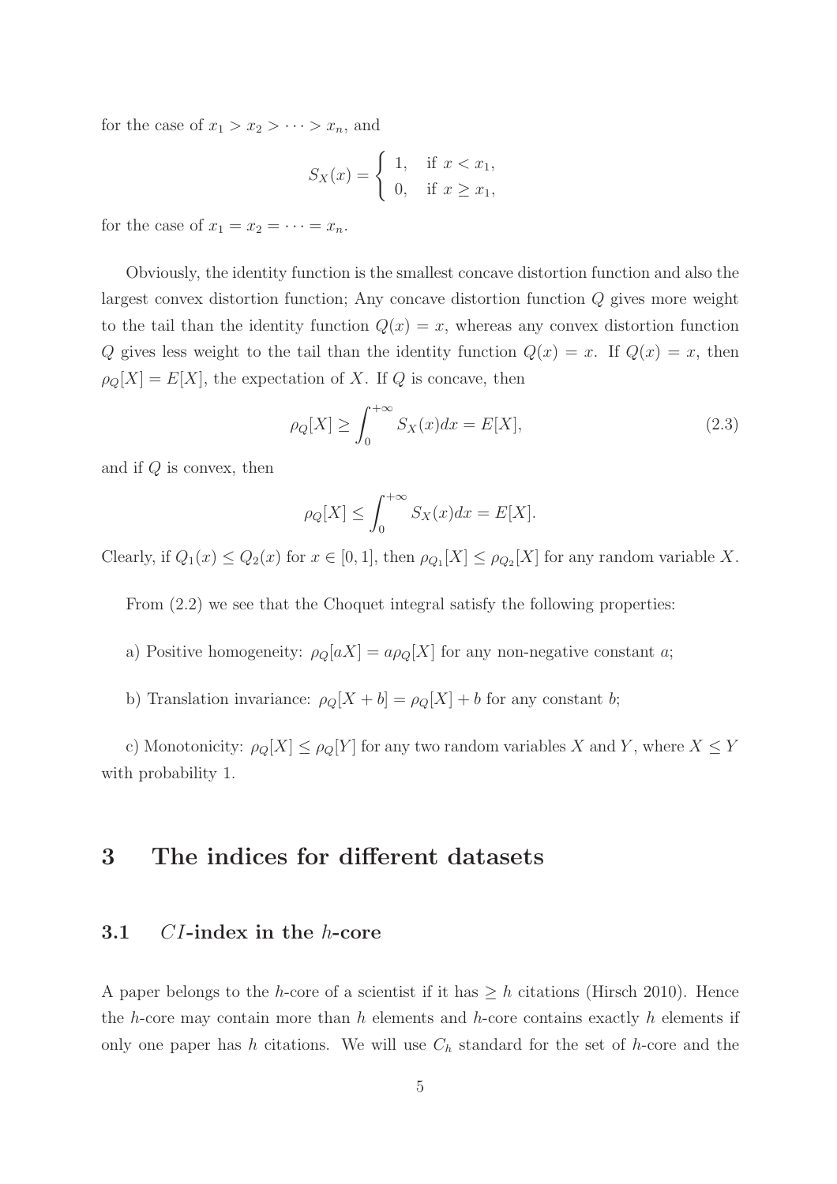for the case of $x_1 > x_2 > \cdots > x_n$, and

$$S_X(x) = \begin{cases} 1, & \text{if } x < x_1, \\ 0, & \text{if } x \geq x_1, \end{cases}$$

for the case of $x_1 = x_2 = \cdots = x_n$.

Obviously, the identity function is the smallest concave distortion function and also the largest convex distortion function; Any concave distortion function $Q$ gives more weight to the tail than the identity function $Q(x) = x$, whereas any convex distortion function $Q$ gives less weight to the tail than the identity function $Q(x) = x$. If $Q(x) = x$, then $\rho_Q[X] = E[X]$, the expectation of $X$. If $Q$ is concave, then

$$\rho_Q[X] \geq \int_0^{+\infty} S_X(x)dx = E[X], \tag{2.3}$$

and if $Q$ is convex, then

$$\rho_Q[X] \leq \int_0^{+\infty} S_X(x)dx = E[X].$$

Clearly, if $Q_1(x) \leq Q_2(x)$ for $x \in [0, 1]$, then $\rho_{Q_1}[X] \leq \rho_{Q_2}[X]$ for any random variable $X$.

From (2.2) we see that the Choquet integral satisfy the following properties:

a) Positive homogeneity: $\rho_Q[aX] = a\rho_Q[X]$ for any non-negative constant $a$;

b) Translation invariance: $\rho_Q[X + b] = \rho_Q[X] + b$ for any constant $b$;

c) Monotonicity: $\rho_Q[X] \leq \rho_Q[Y]$ for any two random variables $X$ and $Y$, where $X \leq Y$ with probability 1.

# 3 The indices for different datasets

## 3.1 $CI$-index in the $h$-core

A paper belongs to the $h$-core of a scientist if it has $\geq h$ citations (Hirsch 2010). Hence the $h$-core may contain more than $h$ elements and $h$-core contains exactly $h$ elements if only one paper has $h$ citations. We will use $C_h$ standard for the set of $h$-core and the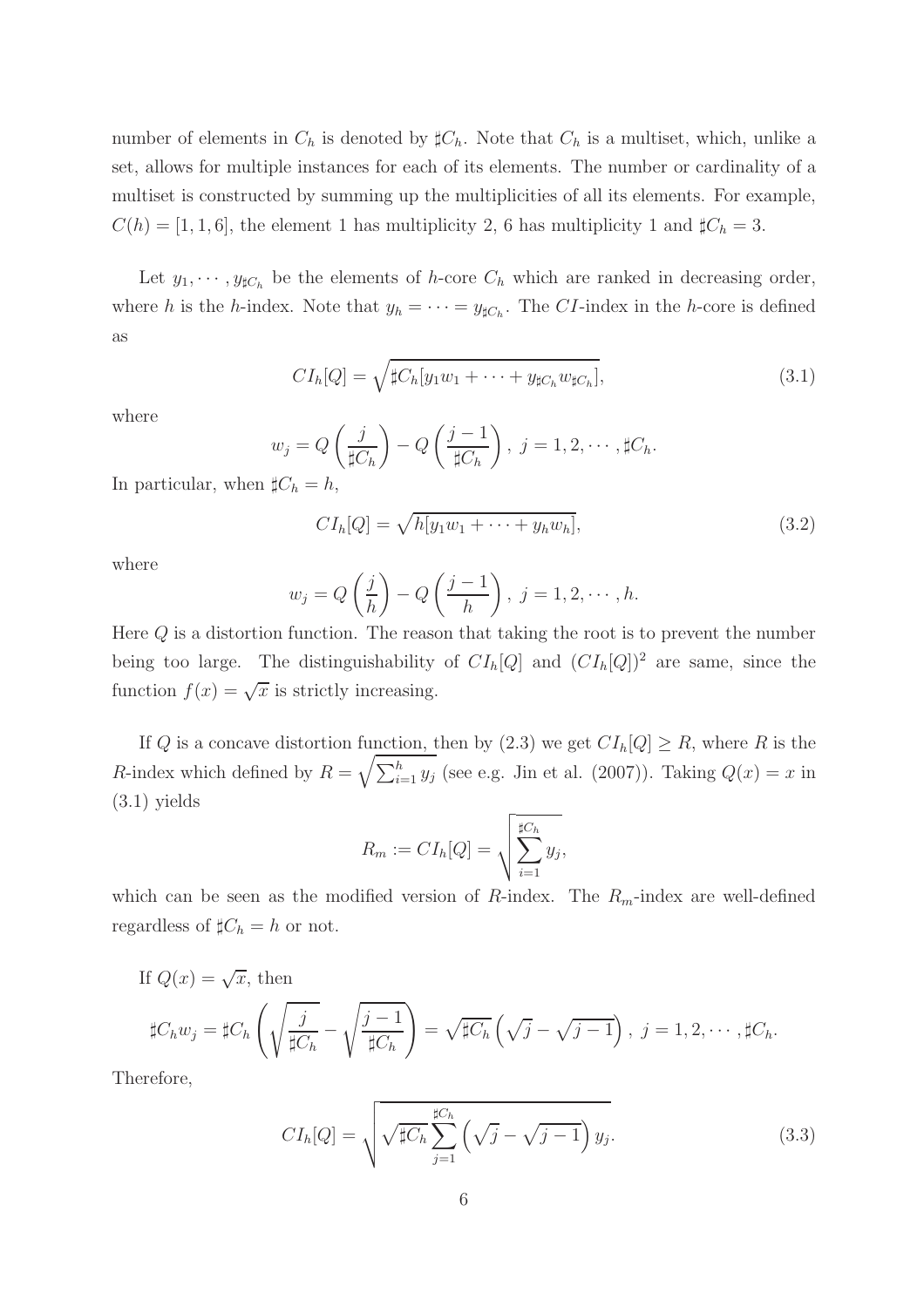number of elements in $C_h$ is denoted by $\sharp C_h$. Note that $C_h$ is a multiset, which, unlike a set, allows for multiple instances for each of its elements. The number or cardinality of a multiset is constructed by summing up the multiplicities of all its elements. For example, $C(h) = [1, 1, 6]$, the element 1 has multiplicity 2, 6 has multiplicity 1 and $\sharp C_h = 3$.

Let $y_1, \cdots, y_{\sharp C_h}$ be the elements of $h$-core $C_h$ which are ranked in decreasing order, where $h$ is the $h$-index. Note that $y_h = \cdots = y_{\sharp C_h}$. The $CI$-index in the $h$-core is defined as

$$CI_h[Q] = \sqrt{\sharp C_h [y_1 w_1 + \cdots + y_{\sharp C_h} w_{\sharp C_h}]}, \tag{3.1}$$

where

$$w_j = Q\left(\frac{j}{\sharp C_h}\right) - Q\left(\frac{j-1}{\sharp C_h}\right), \; j = 1, 2, \cdots, \sharp C_h.$$

In particular, when $\sharp C_h = h$,

$$CI_h[Q] = \sqrt{h[y_1 w_1 + \cdots + y_h w_h]}, \tag{3.2}$$

where

$$w_j = Q\left(\frac{j}{h}\right) - Q\left(\frac{j-1}{h}\right), \; j = 1, 2, \cdots, h.$$

Here $Q$ is a distortion function. The reason that taking the root is to prevent the number being too large. The distinguishability of $CI_h[Q]$ and $(CI_h[Q])^2$ are same, since the function $f(x) = \sqrt{x}$ is strictly increasing.

If $Q$ is a concave distortion function, then by (2.3) we get $CI_h[Q] \geq R$, where $R$ is the $R$-index which defined by $R = \sqrt{\sum_{i=1}^{h} y_j}$ (see e.g. Jin et al. (2007)). Taking $Q(x) = x$ in (3.1) yields

$$R_m := CI_h[Q] = \sqrt{\sum_{i=1}^{\sharp C_h} y_j},$$

which can be seen as the modified version of $R$-index. The $R_m$-index are well-defined regardless of $\sharp C_h = h$ or not.

If $Q(x) = \sqrt{x}$, then

$$\sharp C_h w_j = \sharp C_h \left(\sqrt{\frac{j}{\sharp C_h}} - \sqrt{\frac{j-1}{\sharp C_h}}\right) = \sqrt{\sharp C_h}\left(\sqrt{j} - \sqrt{j-1}\right), \; j = 1, 2, \cdots, \sharp C_h.$$

Therefore,

$$CI_h[Q] = \sqrt{\sqrt{\sharp C_h} \sum_{j=1}^{\sharp C_h} \left(\sqrt{j} - \sqrt{j-1}\right) y_j}. \tag{3.3}$$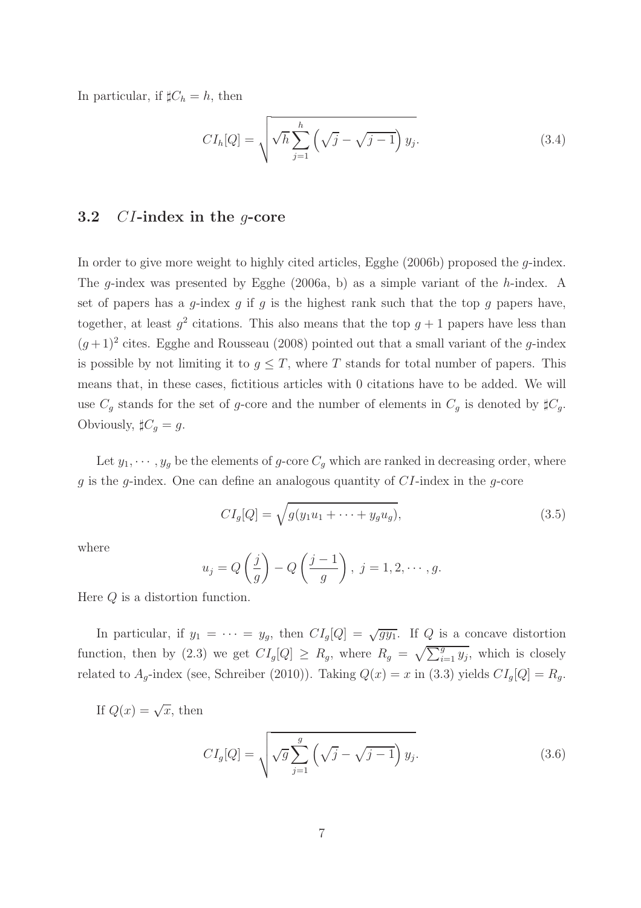In particular, if $\sharp C_h = h$, then

$$CI_h[Q] = \sqrt{\sqrt{h}\sum_{j=1}^{h}\left(\sqrt{j}-\sqrt{j-1}\right)y_j}. \tag{3.4}$$

### 3.2 $CI$-index in the $g$-core

In order to give more weight to highly cited articles, Egghe (2006b) proposed the $g$-index. The $g$-index was presented by Egghe (2006a, b) as a simple variant of the $h$-index. A set of papers has a $g$-index $g$ if $g$ is the highest rank such that the top $g$ papers have, together, at least $g^2$ citations. This also means that the top $g+1$ papers have less than $(g+1)^2$ cites. Egghe and Rousseau (2008) pointed out that a small variant of the $g$-index is possible by not limiting it to $g \le T$, where $T$ stands for total number of papers. This means that, in these cases, fictitious articles with 0 citations have to be added. We will use $C_g$ stands for the set of $g$-core and the number of elements in $C_g$ is denoted by $\sharp C_g$. Obviously, $\sharp C_g = g$.

Let $y_1, \cdots, y_g$ be the elements of $g$-core $C_g$ which are ranked in decreasing order, where $g$ is the $g$-index. One can define an analogous quantity of $CI$-index in the $g$-core

$$CI_g[Q] = \sqrt{g(y_1u_1 + \cdots + y_gu_g)}, \tag{3.5}$$

where

$$u_j = Q\left(\frac{j}{g}\right) - Q\left(\frac{j-1}{g}\right),\ j = 1, 2, \cdots, g.$$

Here $Q$ is a distortion function.

In particular, if $y_1 = \cdots = y_g$, then $CI_g[Q] = \sqrt{gy_1}$. If $Q$ is a concave distortion function, then by (2.3) we get $CI_g[Q] \ge R_g$, where $R_g = \sqrt{\sum_{i=1}^{g} y_j}$, which is closely related to $A_g$-index (see, Schreiber (2010)). Taking $Q(x) = x$ in (3.3) yields $CI_g[Q] = R_g$.

If $Q(x) = \sqrt{x}$, then

$$CI_g[Q] = \sqrt{\sqrt{g}\sum_{j=1}^{g}\left(\sqrt{j}-\sqrt{j-1}\right)y_j}. \tag{3.6}$$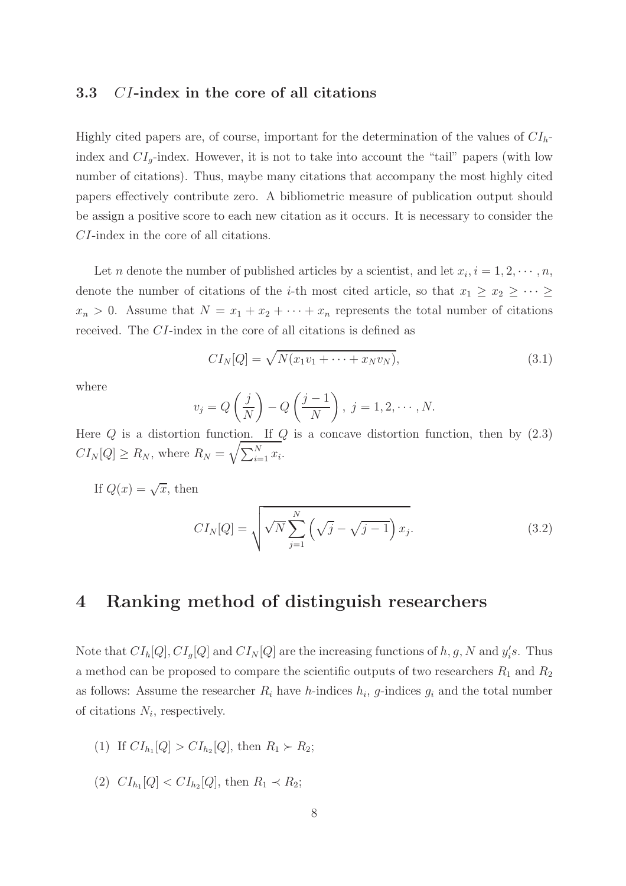### 3.3 $CI$-index in the core of all citations

Highly cited papers are, of course, important for the determination of the values of $CI_h$-index and $CI_g$-index. However, it is not to take into account the "tail" papers (with low number of citations). Thus, maybe many citations that accompany the most highly cited papers effectively contribute zero. A bibliometric measure of publication output should be assign a positive score to each new citation as it occurs. It is necessary to consider the $CI$-index in the core of all citations.

Let $n$ denote the number of published articles by a scientist, and let $x_i, i = 1, 2, \cdots, n$, denote the number of citations of the $i$-th most cited article, so that $x_1 \geq x_2 \geq \cdots \geq x_n > 0$. Assume that $N = x_1 + x_2 + \cdots + x_n$ represents the total number of citations received. The $CI$-index in the core of all citations is defined as

$$CI_N[Q] = \sqrt{N(x_1 v_1 + \cdots + x_N v_N)}, \tag{3.1}$$

where

$$v_j = Q\left(\frac{j}{N}\right) - Q\left(\frac{j-1}{N}\right),\ j = 1, 2, \cdots, N.$$

Here $Q$ is a distortion function. If $Q$ is a concave distortion function, then by (2.3) $CI_N[Q] \geq R_N$, where $R_N = \sqrt{\sum_{i=1}^{N} x_i}$.

If $Q(x) = \sqrt{x}$, then

$$CI_N[Q] = \sqrt{\sqrt{N} \sum_{j=1}^{N} \left(\sqrt{j} - \sqrt{j-1}\right) x_j}. \tag{3.2}$$

## 4 Ranking method of distinguish researchers

Note that $CI_h[Q], CI_g[Q]$ and $CI_N[Q]$ are the increasing functions of $h, g, N$ and $y_i's$. Thus a method can be proposed to compare the scientific outputs of two researchers $R_1$ and $R_2$ as follows: Assume the researcher $R_i$ have $h$-indices $h_i$, $g$-indices $g_i$ and the total number of citations $N_i$, respectively.

(1) If $CI_{h_1}[Q] > CI_{h_2}[Q]$, then $R_1 \succ R_2$;

(2) $CI_{h_1}[Q] < CI_{h_2}[Q]$, then $R_1 \prec R_2$;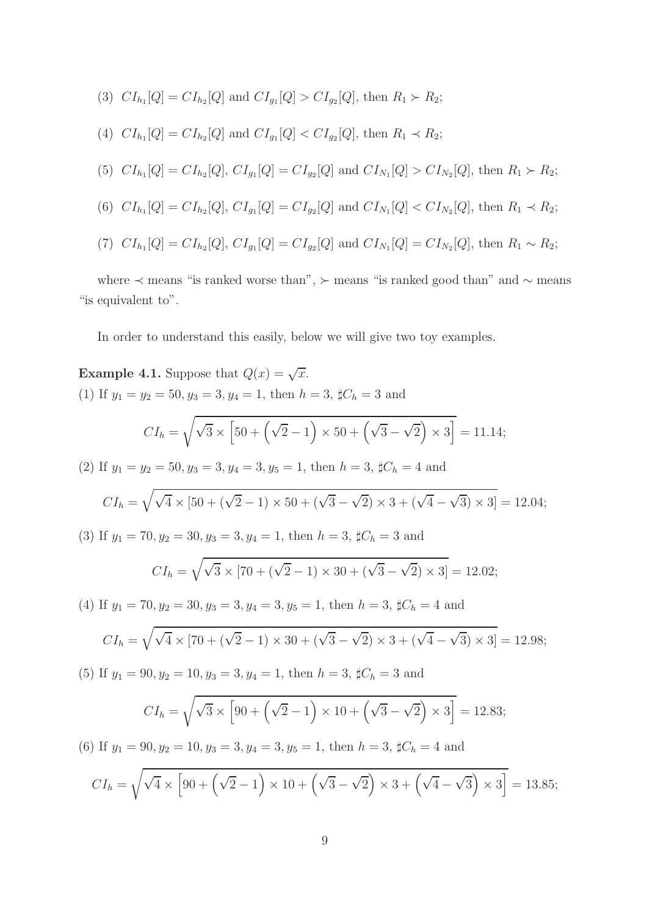(3) $CI_{h_1}[Q] = CI_{h_2}[Q]$ and $CI_{g_1}[Q] > CI_{g_2}[Q]$, then $R_1 \succ R_2$;

(4) $CI_{h_1}[Q] = CI_{h_2}[Q]$ and $CI_{g_1}[Q] < CI_{g_2}[Q]$, then $R_1 \prec R_2$;

(5) $CI_{h_1}[Q] = CI_{h_2}[Q]$, $CI_{g_1}[Q] = CI_{g_2}[Q]$ and $CI_{N_1}[Q] > CI_{N_2}[Q]$, then $R_1 \succ R_2$;

(6) $CI_{h_1}[Q] = CI_{h_2}[Q]$, $CI_{g_1}[Q] = CI_{g_2}[Q]$ and $CI_{N_1}[Q] < CI_{N_2}[Q]$, then $R_1 \prec R_2$;

(7) $CI_{h_1}[Q] = CI_{h_2}[Q]$, $CI_{g_1}[Q] = CI_{g_2}[Q]$ and $CI_{N_1}[Q] = CI_{N_2}[Q]$, then $R_1 \sim R_2$;

where $\prec$ means "is ranked worse than", $\succ$ means "is ranked good than" and $\sim$ means "is equivalent to".

In order to understand this easily, below we will give two toy examples.

**Example 4.1.** Suppose that $Q(x) = \sqrt{x}$.

(1) If $y_1 = y_2 = 50, y_3 = 3, y_4 = 1$, then $h = 3$, $\sharp C_h = 3$ and

$$CI_h = \sqrt{\sqrt{3} \times \left[50 + \left(\sqrt{2} - 1\right) \times 50 + \left(\sqrt{3} - \sqrt{2}\right) \times 3\right]} = 11.14;$$

(2) If $y_1 = y_2 = 50, y_3 = 3, y_4 = 3, y_5 = 1$, then $h = 3$, $\sharp C_h = 4$ and

$$CI_h = \sqrt{\sqrt{4} \times [50 + (\sqrt{2} - 1) \times 50 + (\sqrt{3} - \sqrt{2}) \times 3 + (\sqrt{4} - \sqrt{3}) \times 3]} = 12.04;$$

(3) If $y_1 = 70, y_2 = 30, y_3 = 3, y_4 = 1$, then $h = 3$, $\sharp C_h = 3$ and

$$CI_h = \sqrt{\sqrt{3} \times [70 + (\sqrt{2} - 1) \times 30 + (\sqrt{3} - \sqrt{2}) \times 3]} = 12.02;$$

(4) If $y_1 = 70, y_2 = 30, y_3 = 3, y_4 = 3, y_5 = 1$, then $h = 3$, $\sharp C_h = 4$ and

$$CI_h = \sqrt{\sqrt{4} \times [70 + (\sqrt{2} - 1) \times 30 + (\sqrt{3} - \sqrt{2}) \times 3 + (\sqrt{4} - \sqrt{3}) \times 3]} = 12.98;$$

(5) If $y_1 = 90, y_2 = 10, y_3 = 3, y_4 = 1$, then $h = 3$, $\sharp C_h = 3$ and

$$CI_h = \sqrt{\sqrt{3} \times \left[90 + \left(\sqrt{2} - 1\right) \times 10 + \left(\sqrt{3} - \sqrt{2}\right) \times 3\right]} = 12.83;$$

(6) If $y_1 = 90, y_2 = 10, y_3 = 3, y_4 = 3, y_5 = 1$, then $h = 3$, $\sharp C_h = 4$ and

$$CI_h = \sqrt{\sqrt{4} \times \left[90 + \left(\sqrt{2} - 1\right) \times 10 + \left(\sqrt{3} - \sqrt{2}\right) \times 3 + \left(\sqrt{4} - \sqrt{3}\right) \times 3\right]} = 13.85;$$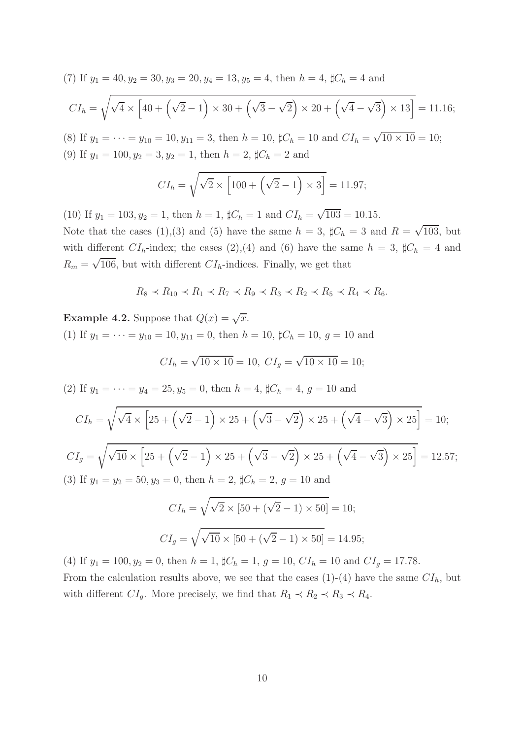(7) If $y_1 = 40, y_2 = 30, y_3 = 20, y_4 = 13, y_5 = 4$, then $h = 4$, $\sharp C_h = 4$ and

$$CI_h = \sqrt{\sqrt{4} \times \left[40 + \left(\sqrt{2} - 1\right) \times 30 + \left(\sqrt{3} - \sqrt{2}\right) \times 20 + \left(\sqrt{4} - \sqrt{3}\right) \times 13\right]} = 11.16;$$

(8) If $y_1 = \cdots = y_{10} = 10, y_{11} = 3$, then $h = 10$, $\sharp C_h = 10$ and $CI_h = \sqrt{10 \times 10} = 10$;

(9) If $y_1 = 100, y_2 = 3, y_2 = 1$, then $h = 2$, $\sharp C_h = 2$ and

$$CI_h = \sqrt{\sqrt{2} \times \left[100 + \left(\sqrt{2} - 1\right) \times 3\right]} = 11.97;$$

(10) If $y_1 = 103, y_2 = 1$, then $h = 1$, $\sharp C_h = 1$ and $CI_h = \sqrt{103} = 10.15$.

Note that the cases (1),(3) and (5) have the same $h = 3$, $\sharp C_h = 3$ and $R = \sqrt{103}$, but with different $CI_h$-index; the cases (2),(4) and (6) have the same $h = 3$, $\sharp C_h = 4$ and $R_m = \sqrt{106}$, but with different $CI_h$-indices. Finally, we get that

$$R_8 \prec R_{10} \prec R_1 \prec R_7 \prec R_9 \prec R_3 \prec R_2 \prec R_5 \prec R_4 \prec R_6.$$

**Example 4.2.** Suppose that $Q(x) = \sqrt{x}$.

(1) If $y_1 = \cdots = y_{10} = 10, y_{11} = 0$, then $h = 10$, $\sharp C_h = 10$, $g = 10$ and

$$CI_h = \sqrt{10 \times 10} = 10,\ CI_g = \sqrt{10 \times 10} = 10;$$

(2) If $y_1 = \cdots = y_4 = 25, y_5 = 0$, then $h = 4$, $\sharp C_h = 4$, $g = 10$ and

$$CI_h = \sqrt{\sqrt{4} \times \left[25 + \left(\sqrt{2} - 1\right) \times 25 + \left(\sqrt{3} - \sqrt{2}\right) \times 25 + \left(\sqrt{4} - \sqrt{3}\right) \times 25\right]} = 10;$$

$$CI_g = \sqrt{\sqrt{10} \times \left[25 + \left(\sqrt{2} - 1\right) \times 25 + \left(\sqrt{3} - \sqrt{2}\right) \times 25 + \left(\sqrt{4} - \sqrt{3}\right) \times 25\right]} = 12.57;$$

(3) If $y_1 = y_2 = 50, y_3 = 0$, then $h = 2$, $\sharp C_h = 2$, $g = 10$ and

$$CI_h = \sqrt{\sqrt{2} \times [50 + (\sqrt{2} - 1) \times 50]} = 10;$$

$$CI_g = \sqrt{\sqrt{10} \times [50 + (\sqrt{2} - 1) \times 50]} = 14.95;$$

(4) If $y_1 = 100, y_2 = 0$, then $h = 1$, $\sharp C_h = 1$, $g = 10$, $CI_h = 10$ and $CI_g = 17.78$.

From the calculation results above, we see that the cases (1)-(4) have the same $CI_h$, but with different $CI_g$. More precisely, we find that $R_1 \prec R_2 \prec R_3 \prec R_4$.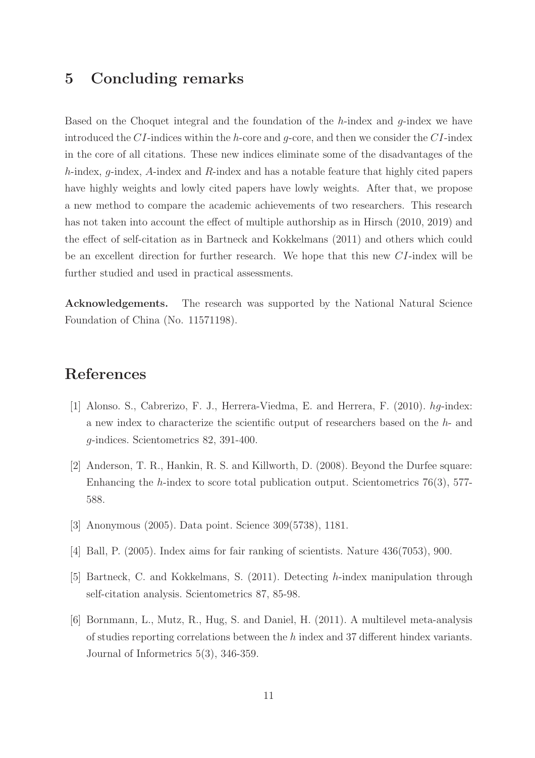## 5 Concluding remarks

Based on the Choquet integral and the foundation of the $h$-index and $g$-index we have introduced the $CI$-indices within the $h$-core and $g$-core, and then we consider the $CI$-index in the core of all citations. These new indices eliminate some of the disadvantages of the $h$-index, $g$-index, $A$-index and $R$-index and has a notable feature that highly cited papers have highly weights and lowly cited papers have lowly weights. After that, we propose a new method to compare the academic achievements of two researchers. This research has not taken into account the effect of multiple authorship as in Hirsch (2010, 2019) and the effect of self-citation as in Bartneck and Kokkelmans (2011) and others which could be an excellent direction for further research. We hope that this new $CI$-index will be further studied and used in practical assessments.

**Acknowledgements.** The research was supported by the National Natural Science Foundation of China (No. 11571198).

## References

[1] Alonso. S., Cabrerizo, F. J., Herrera-Viedma, E. and Herrera, F. (2010). $hg$-index: a new index to characterize the scientific output of researchers based on the $h$- and $g$-indices. Scientometrics 82, 391-400.

[2] Anderson, T. R., Hankin, R. S. and Killworth, D. (2008). Beyond the Durfee square: Enhancing the $h$-index to score total publication output. Scientometrics 76(3), 577-588.

[3] Anonymous (2005). Data point. Science 309(5738), 1181.

[4] Ball, P. (2005). Index aims for fair ranking of scientists. Nature 436(7053), 900.

[5] Bartneck, C. and Kokkelmans, S. (2011). Detecting $h$-index manipulation through self-citation analysis. Scientometrics 87, 85-98.

[6] Bornmann, L., Mutz, R., Hug, S. and Daniel, H. (2011). A multilevel meta-analysis of studies reporting correlations between the $h$ index and 37 different hindex variants. Journal of Informetrics 5(3), 346-359.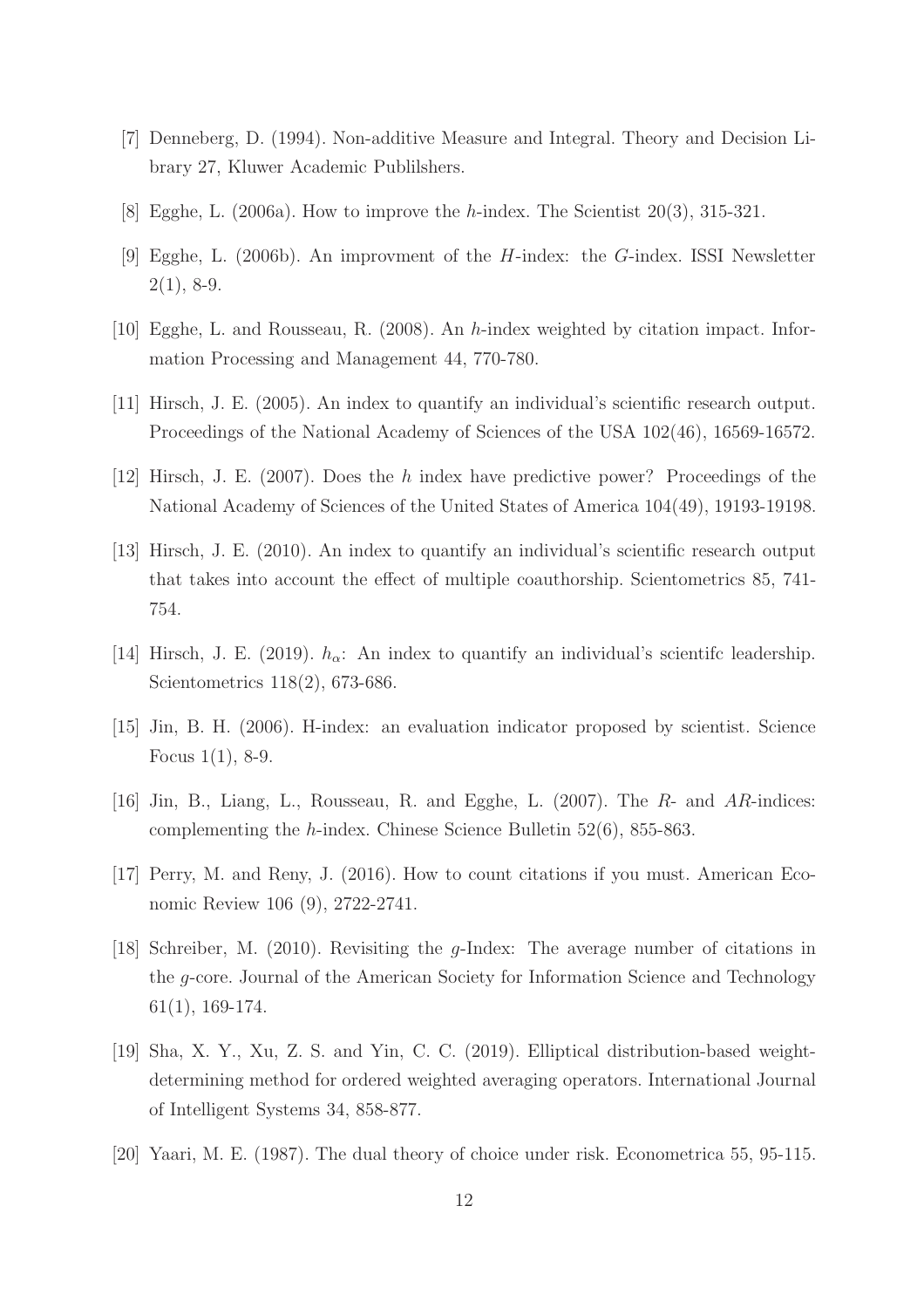[7] Denneberg, D. (1994). Non-additive Measure and Integral. Theory and Decision Library 27, Kluwer Academic Publilshers.

[8] Egghe, L. (2006a). How to improve the $h$-index. The Scientist 20(3), 315-321.

[9] Egghe, L. (2006b). An improvment of the $H$-index: the $G$-index. ISSI Newsletter 2(1), 8-9.

[10] Egghe, L. and Rousseau, R. (2008). An $h$-index weighted by citation impact. Information Processing and Management 44, 770-780.

[11] Hirsch, J. E. (2005). An index to quantify an individual's scientific research output. Proceedings of the National Academy of Sciences of the USA 102(46), 16569-16572.

[12] Hirsch, J. E. (2007). Does the $h$ index have predictive power? Proceedings of the National Academy of Sciences of the United States of America 104(49), 19193-19198.

[13] Hirsch, J. E. (2010). An index to quantify an individual's scientific research output that takes into account the effect of multiple coauthorship. Scientometrics 85, 741-754.

[14] Hirsch, J. E. (2019). $h_\alpha$: An index to quantify an individual's scientifc leadership. Scientometrics 118(2), 673-686.

[15] Jin, B. H. (2006). H-index: an evaluation indicator proposed by scientist. Science Focus 1(1), 8-9.

[16] Jin, B., Liang, L., Rousseau, R. and Egghe, L. (2007). The $R$- and $AR$-indices: complementing the $h$-index. Chinese Science Bulletin 52(6), 855-863.

[17] Perry, M. and Reny, J. (2016). How to count citations if you must. American Economic Review 106 (9), 2722-2741.

[18] Schreiber, M. (2010). Revisiting the $g$-Index: The average number of citations in the $g$-core. Journal of the American Society for Information Science and Technology 61(1), 169-174.

[19] Sha, X. Y., Xu, Z. S. and Yin, C. C. (2019). Elliptical distribution-based weight-determining method for ordered weighted averaging operators. International Journal of Intelligent Systems 34, 858-877.

[20] Yaari, M. E. (1987). The dual theory of choice under risk. Econometrica 55, 95-115.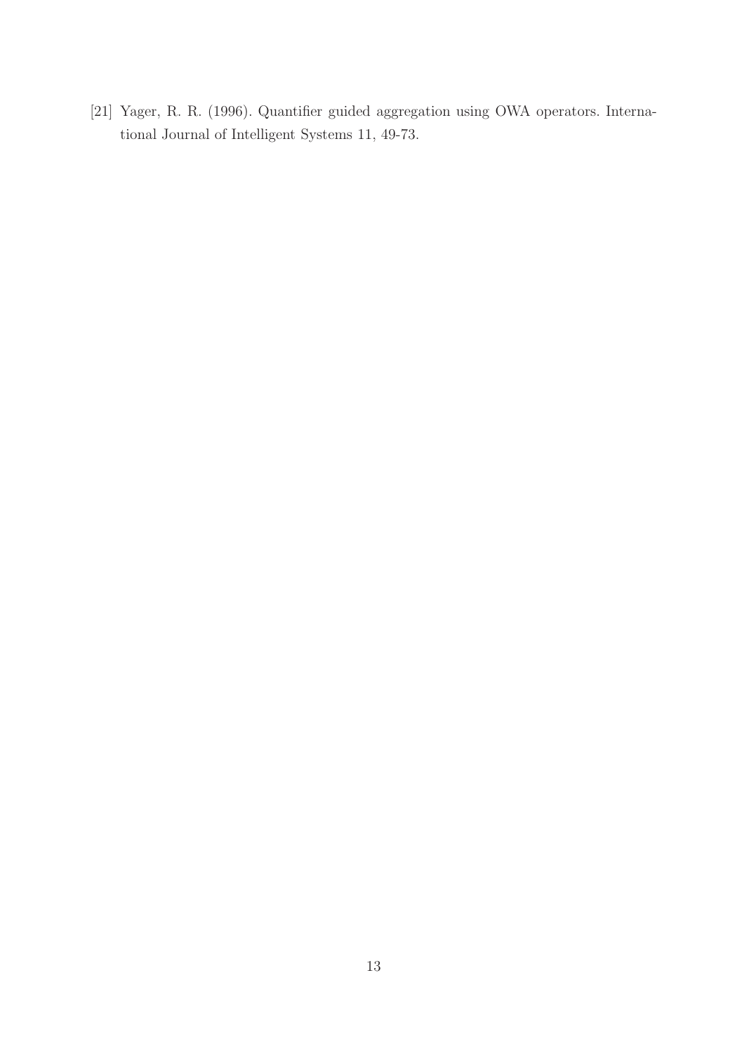[21] Yager, R. R. (1996). Quantifier guided aggregation using OWA operators. International Journal of Intelligent Systems 11, 49-73.